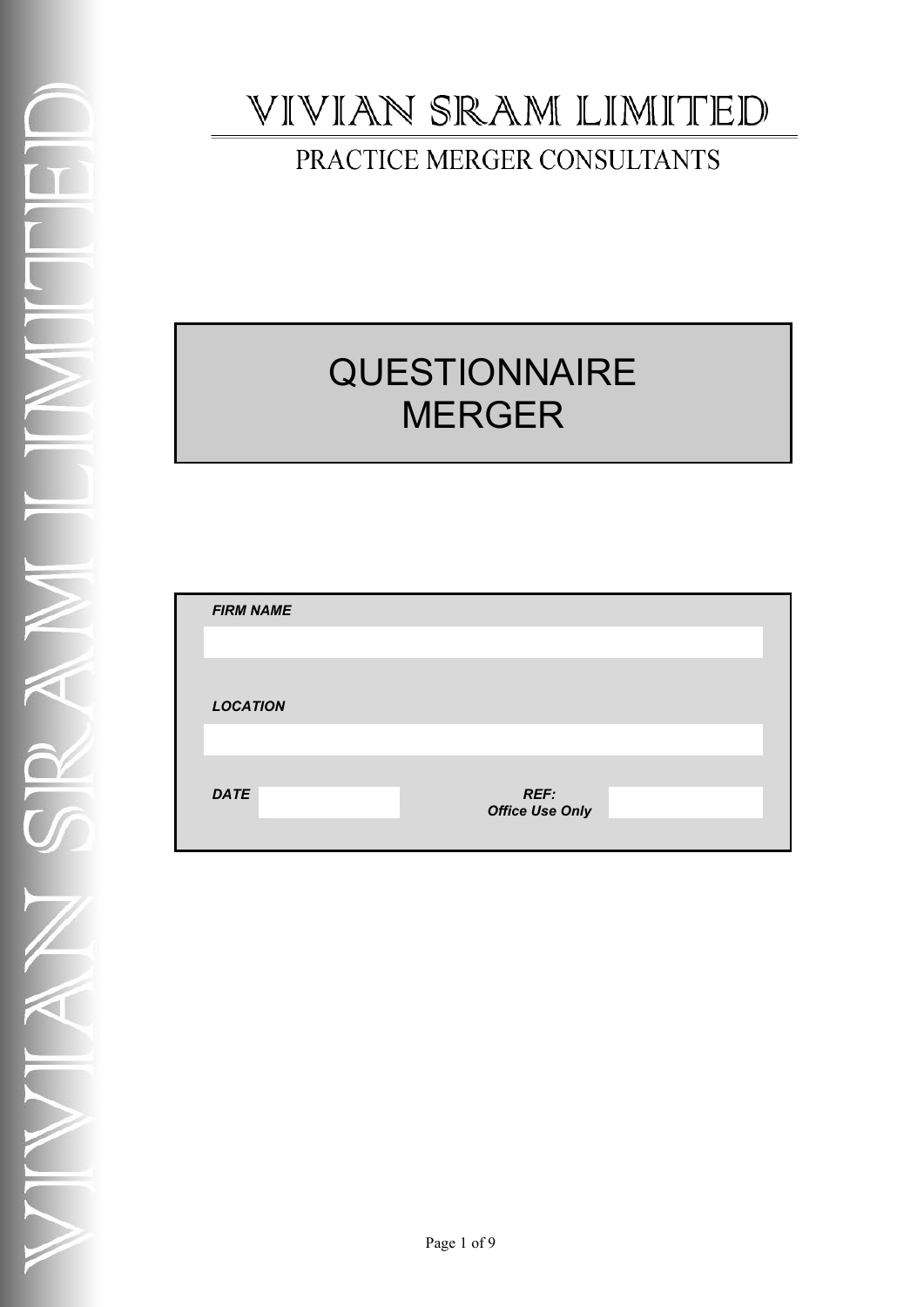# VIVIAN SRAM LIMITED

## PRACTICE MERGER CONSULTANTS

# QUESTIONNAIRE MERGER

***FIRM NAME***

***LOCATION***

***DATE*** 

***REF:***
***Office Use Only***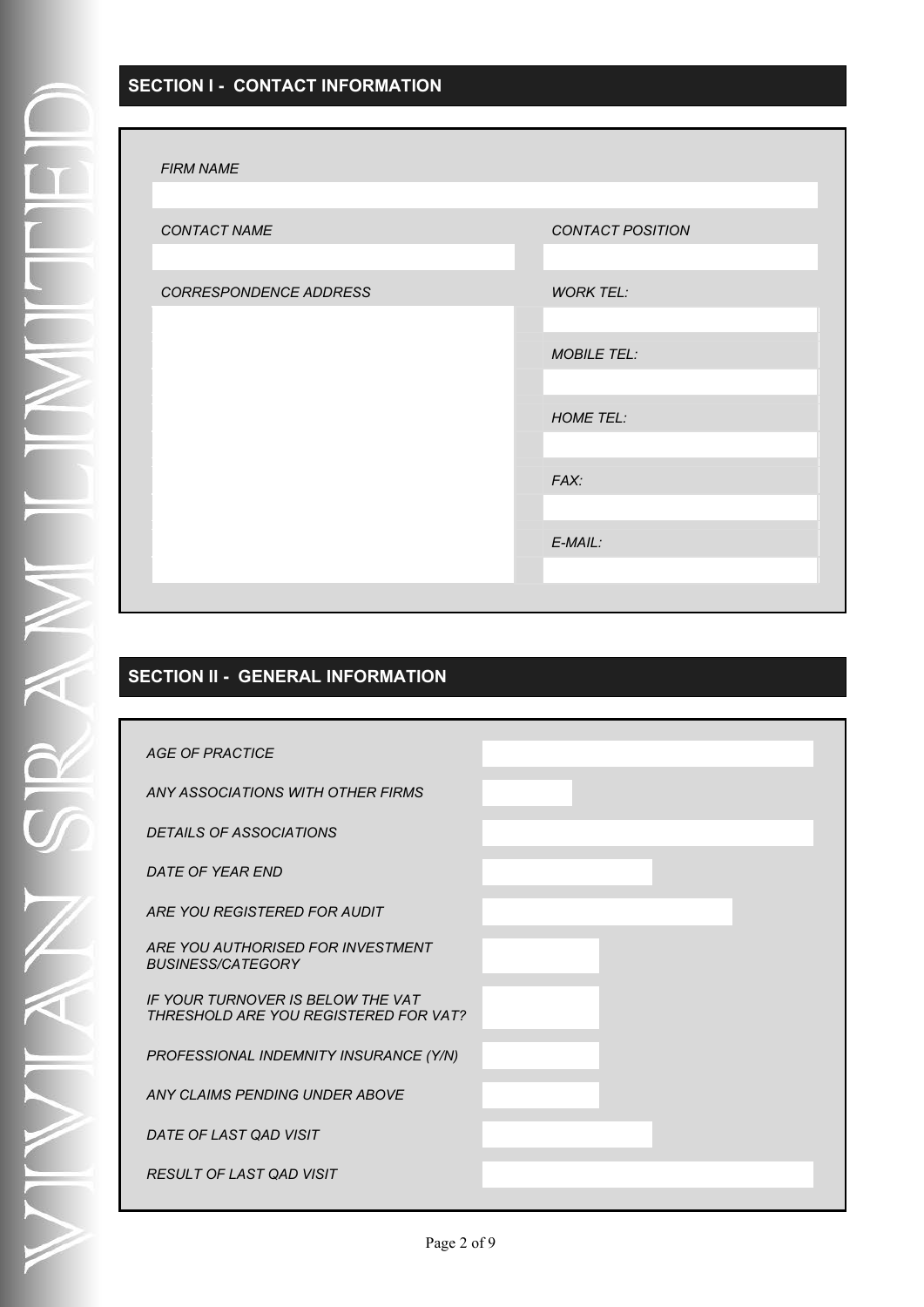## SECTION I - CONTACT INFORMATION

| | |
|---|---|
| *FIRM NAME* | |
| *CONTACT NAME* | *CONTACT POSITION* |
| | |
| *CORRESPONDENCE ADDRESS* | *WORK TEL:* |
| | |
| | *MOBILE TEL:* |
| | |
| | *HOME TEL:* |
| | |
| | *FAX:* |
| | |
| | *E-MAIL:* |
| | |

## SECTION II - GENERAL INFORMATION

| | |
|---|---|
| *AGE OF PRACTICE* | |
| *ANY ASSOCIATIONS WITH OTHER FIRMS* | |
| *DETAILS OF ASSOCIATIONS* | |
| *DATE OF YEAR END* | |
| *ARE YOU REGISTERED FOR AUDIT* | |
| *ARE YOU AUTHORISED FOR INVESTMENT BUSINESS/CATEGORY* | |
| *IF YOUR TURNOVER IS BELOW THE VAT THRESHOLD ARE YOU REGISTERED FOR VAT?* | |
| *PROFESSIONAL INDEMNITY INSURANCE (Y/N)* | |
| *ANY CLAIMS PENDING UNDER ABOVE* | |
| *DATE OF LAST QAD VISIT* | |
| *RESULT OF LAST QAD VISIT* | |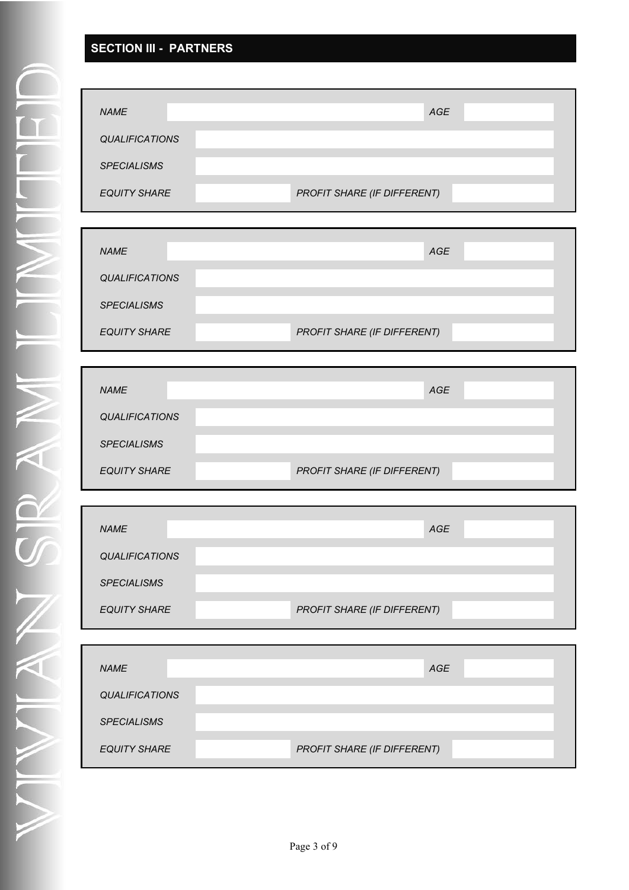## SECTION III - PARTNERS

| | | | |
|---|---|---|---|
| *NAME* | | *AGE* | |
| *QUALIFICATIONS* | | | |
| *SPECIALISMS* | | | |
| *EQUITY SHARE* | | *PROFIT SHARE (IF DIFFERENT)* | |

| | | | |
|---|---|---|---|
| *NAME* | | *AGE* | |
| *QUALIFICATIONS* | | | |
| *SPECIALISMS* | | | |
| *EQUITY SHARE* | | *PROFIT SHARE (IF DIFFERENT)* | |

| | | | |
|---|---|---|---|
| *NAME* | | *AGE* | |
| *QUALIFICATIONS* | | | |
| *SPECIALISMS* | | | |
| *EQUITY SHARE* | | *PROFIT SHARE (IF DIFFERENT)* | |

| | | | |
|---|---|---|---|
| *NAME* | | *AGE* | |
| *QUALIFICATIONS* | | | |
| *SPECIALISMS* | | | |
| *EQUITY SHARE* | | *PROFIT SHARE (IF DIFFERENT)* | |

| | | | |
|---|---|---|---|
| *NAME* | | *AGE* | |
| *QUALIFICATIONS* | | | |
| *SPECIALISMS* | | | |
| *EQUITY SHARE* | | *PROFIT SHARE (IF DIFFERENT)* | |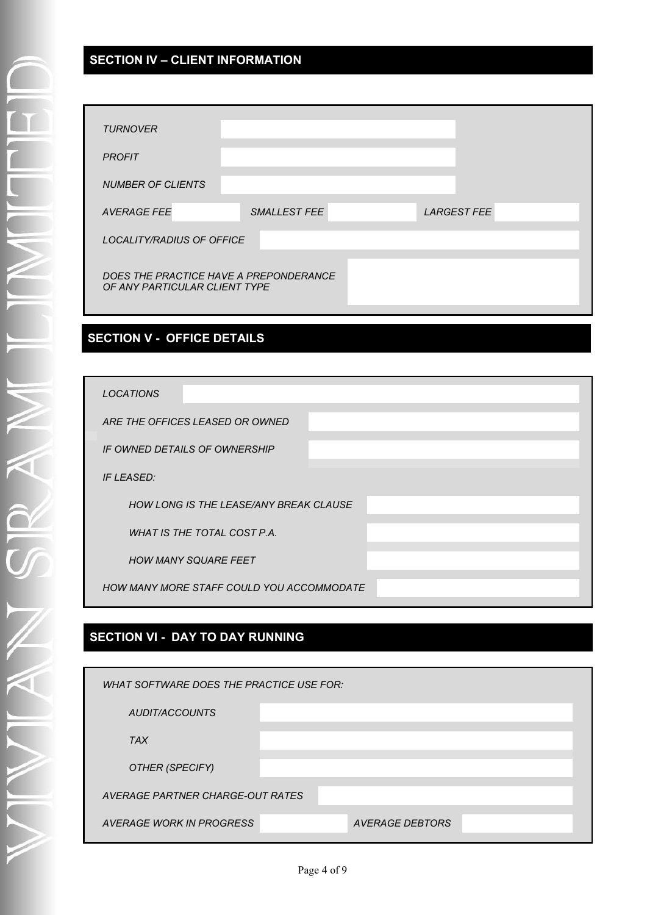## SECTION IV – CLIENT INFORMATION

| | | | | | |
|---|---|---|---|---|---|
| *TURNOVER* | | | | | |
| *PROFIT* | | | | | |
| *NUMBER OF CLIENTS* | | | | | |
| *AVERAGE FEE* | | *SMALLEST FEE* | | *LARGEST FEE* | |
| *LOCALITY/RADIUS OF OFFICE* | | | | | |
| *DOES THE PRACTICE HAVE A PREPONDERANCE OF ANY PARTICULAR CLIENT TYPE* | | | | | |

## SECTION V - OFFICE DETAILS

| | |
|---|---|
| *LOCATIONS* | |
| *ARE THE OFFICES LEASED OR OWNED* | |
| *IF OWNED DETAILS OF OWNERSHIP* | |
| *IF LEASED:* | |
| *HOW LONG IS THE LEASE/ANY BREAK CLAUSE* | |
| *WHAT IS THE TOTAL COST P.A.* | |
| *HOW MANY SQUARE FEET* | |
| *HOW MANY MORE STAFF COULD YOU ACCOMMODATE* | |

## SECTION VI - DAY TO DAY RUNNING

| | | | |
|---|---|---|---|
| *WHAT SOFTWARE DOES THE PRACTICE USE FOR:* | | | |
| *AUDIT/ACCOUNTS* | | | |
| *TAX* | | | |
| *OTHER (SPECIFY)* | | | |
| *AVERAGE PARTNER CHARGE-OUT RATES* | | | |
| *AVERAGE WORK IN PROGRESS* | | *AVERAGE DEBTORS* | |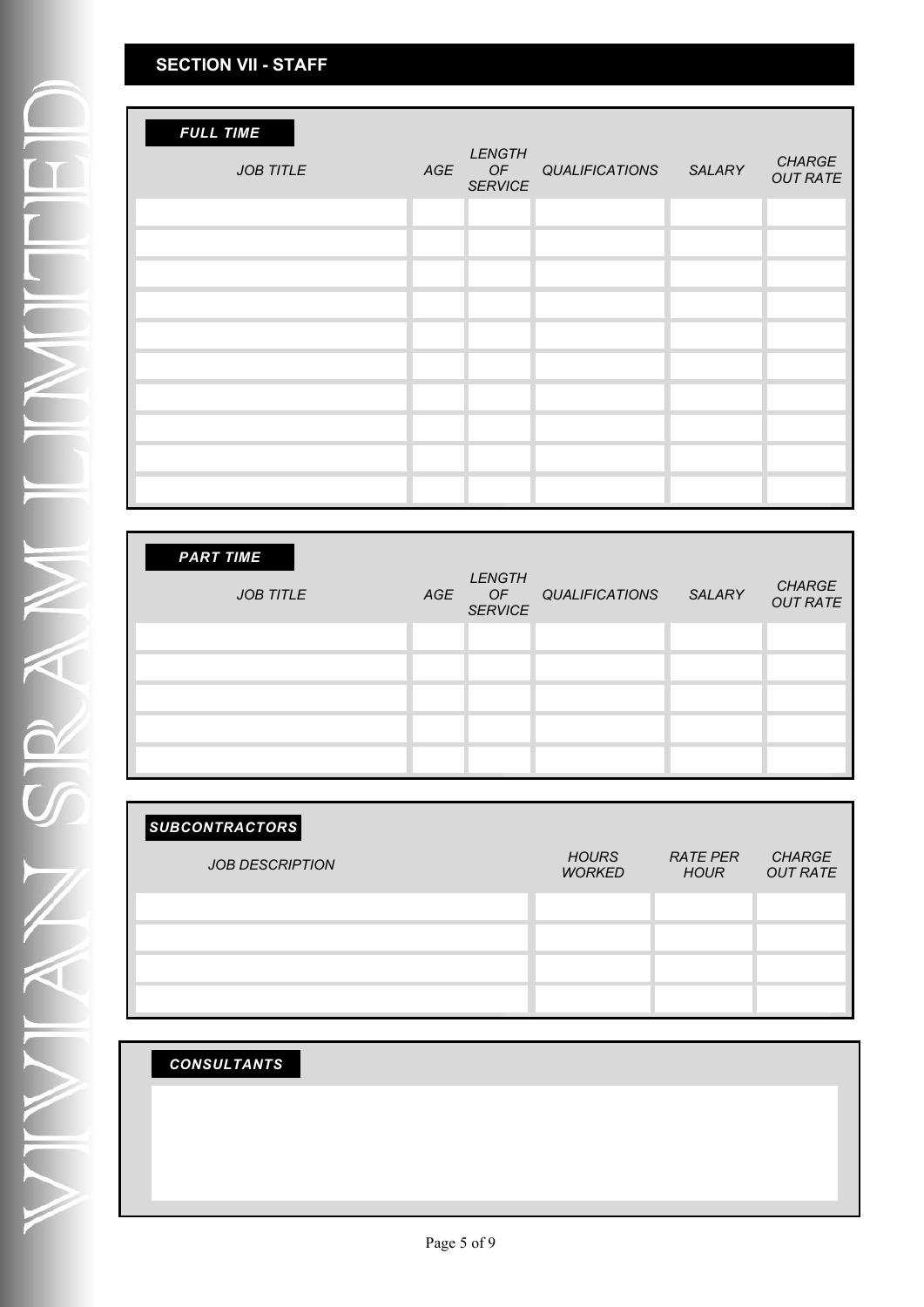## SECTION VII - STAFF

### *FULL TIME*

| *JOB TITLE* | *AGE* | *LENGTH OF SERVICE* | *QUALIFICATIONS* | *SALARY* | *CHARGE OUT RATE* |
|---|---|---|---|---|---|
| | | | | | |
| | | | | | |
| | | | | | |
| | | | | | |
| | | | | | |
| | | | | | |
| | | | | | |
| | | | | | |
| | | | | | |
| | | | | | |

### *PART TIME*

| *JOB TITLE* | *AGE* | *LENGTH OF SERVICE* | *QUALIFICATIONS* | *SALARY* | *CHARGE OUT RATE* |
|---|---|---|---|---|---|
| | | | | | |
| | | | | | |
| | | | | | |
| | | | | | |
| | | | | | |

### *SUBCONTRACTORS*

| *JOB DESCRIPTION* | *HOURS WORKED* | *RATE PER HOUR* | *CHARGE OUT RATE* |
|---|---|---|---|
| | | | |
| | | | |
| | | | |
| | | | |

### *CONSULTANTS*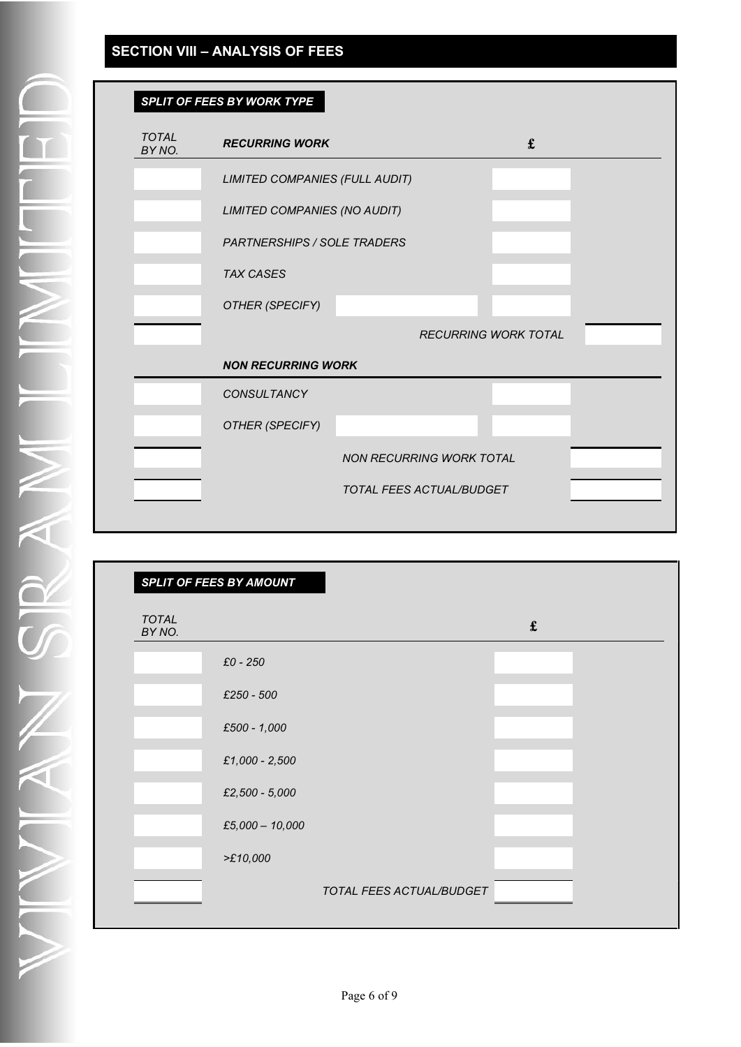## SECTION VIII – ANALYSIS OF FEES

### *SPLIT OF FEES BY WORK TYPE*

| *TOTAL BY NO.* | ***RECURRING WORK*** | | **£** | |
|---|---|---|---|---|
| | *LIMITED COMPANIES (FULL AUDIT)* | | | |
| | *LIMITED COMPANIES (NO AUDIT)* | | | |
| | *PARTNERSHIPS / SOLE TRADERS* | | | |
| | *TAX CASES* | | | |
| | *OTHER (SPECIFY)* | | | |
| | | *RECURRING WORK TOTAL* | | |
| | ***NON RECURRING WORK*** | | | |
| | *CONSULTANCY* | | | |
| | *OTHER (SPECIFY)* | | | |
| | | *NON RECURRING WORK TOTAL* | | |
| | | *TOTAL FEES ACTUAL/BUDGET* | | |

### *SPLIT OF FEES BY AMOUNT*

| *TOTAL BY NO.* | | **£** |
|---|---|---|
| | *£0 - 250* | |
| | *£250 - 500* | |
| | *£500 - 1,000* | |
| | *£1,000 - 2,500* | |
| | *£2,500 - 5,000* | |
| | *£5,000 – 10,000* | |
| | *>£10,000* | |
| | *TOTAL FEES ACTUAL/BUDGET* | |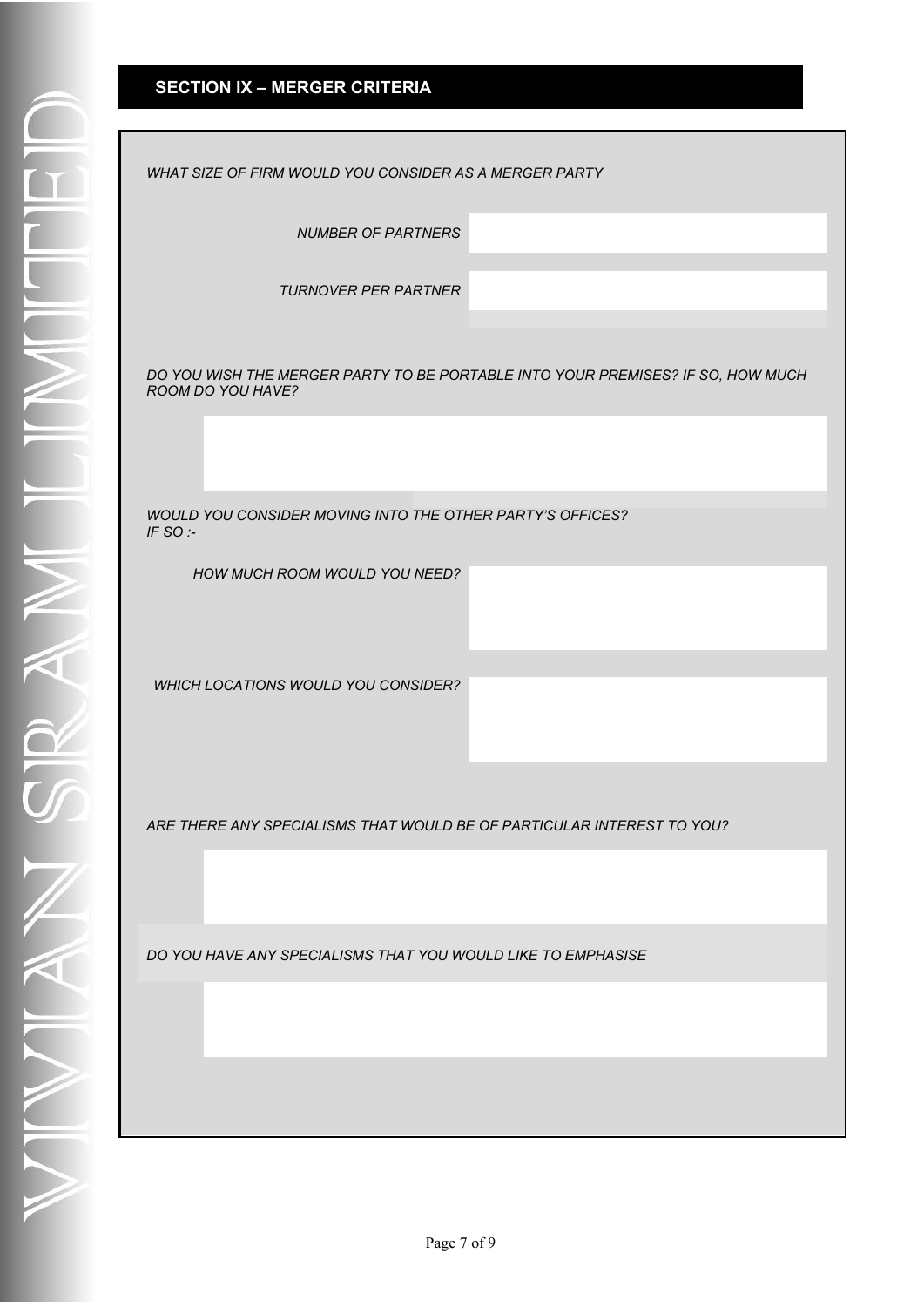## SECTION IX – MERGER CRITERIA

*WHAT SIZE OF FIRM WOULD YOU CONSIDER AS A MERGER PARTY*

| | |
|---|---|
| *NUMBER OF PARTNERS* | |
| *TURNOVER PER PARTNER* | |

*DO YOU WISH THE MERGER PARTY TO BE PORTABLE INTO YOUR PREMISES? IF SO, HOW MUCH ROOM DO YOU HAVE?*

*WOULD YOU CONSIDER MOVING INTO THE OTHER PARTY'S OFFICES?*
*IF SO :-*

| | |
|---|---|
| *HOW MUCH ROOM WOULD YOU NEED?* | |
| *WHICH LOCATIONS WOULD YOU CONSIDER?* | |

*ARE THERE ANY SPECIALISMS THAT WOULD BE OF PARTICULAR INTEREST TO YOU?*

*DO YOU HAVE ANY SPECIALISMS THAT YOU WOULD LIKE TO EMPHASISE*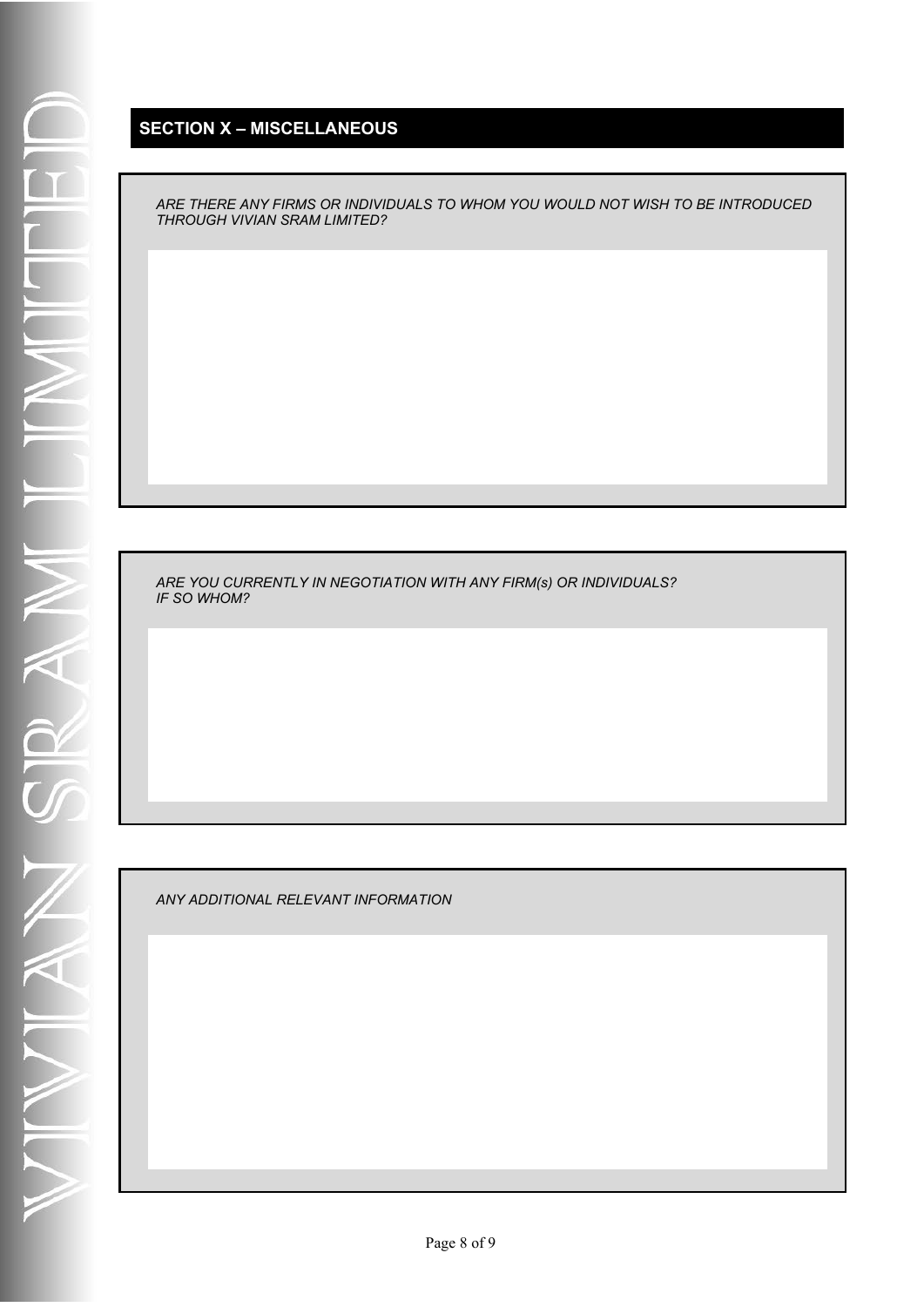## SECTION X – MISCELLANEOUS

*ARE THERE ANY FIRMS OR INDIVIDUALS TO WHOM YOU WOULD NOT WISH TO BE INTRODUCED THROUGH VIVIAN SRAM LIMITED?*

*ARE YOU CURRENTLY IN NEGOTIATION WITH ANY FIRM(s) OR INDIVIDUALS? IF SO WHOM?*

*ANY ADDITIONAL RELEVANT INFORMATION*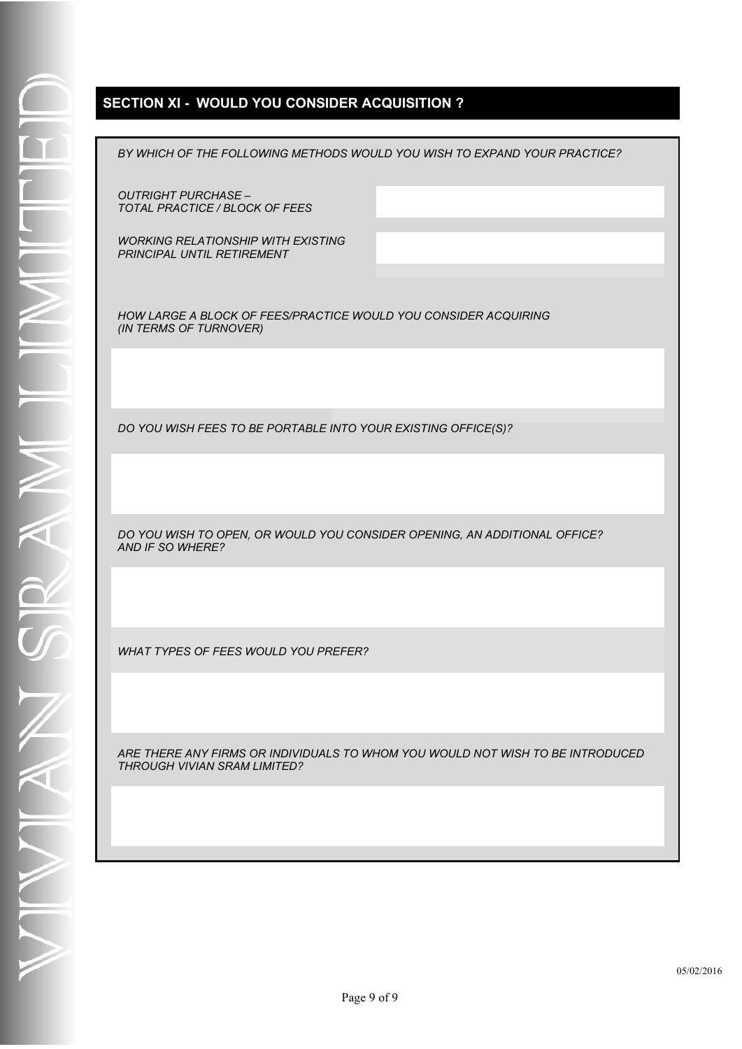## SECTION XI - WOULD YOU CONSIDER ACQUISITION ?

*BY WHICH OF THE FOLLOWING METHODS WOULD YOU WISH TO EXPAND YOUR PRACTICE?*

| | |
|---|---|
| *OUTRIGHT PURCHASE – TOTAL PRACTICE / BLOCK OF FEES* | |
| *WORKING RELATIONSHIP WITH EXISTING PRINCIPAL UNTIL RETIREMENT* | |

*HOW LARGE A BLOCK OF FEES/PRACTICE WOULD YOU CONSIDER ACQUIRING (IN TERMS OF TURNOVER)*

*DO YOU WISH FEES TO BE PORTABLE INTO YOUR EXISTING OFFICE(S)?*

*DO YOU WISH TO OPEN, OR WOULD YOU CONSIDER OPENING, AN ADDITIONAL OFFICE? AND IF SO WHERE?*

*WHAT TYPES OF FEES WOULD YOU PREFER?*

*ARE THERE ANY FIRMS OR INDIVIDUALS TO WHOM YOU WOULD NOT WISH TO BE INTRODUCED THROUGH VIVIAN SRAM LIMITED?*